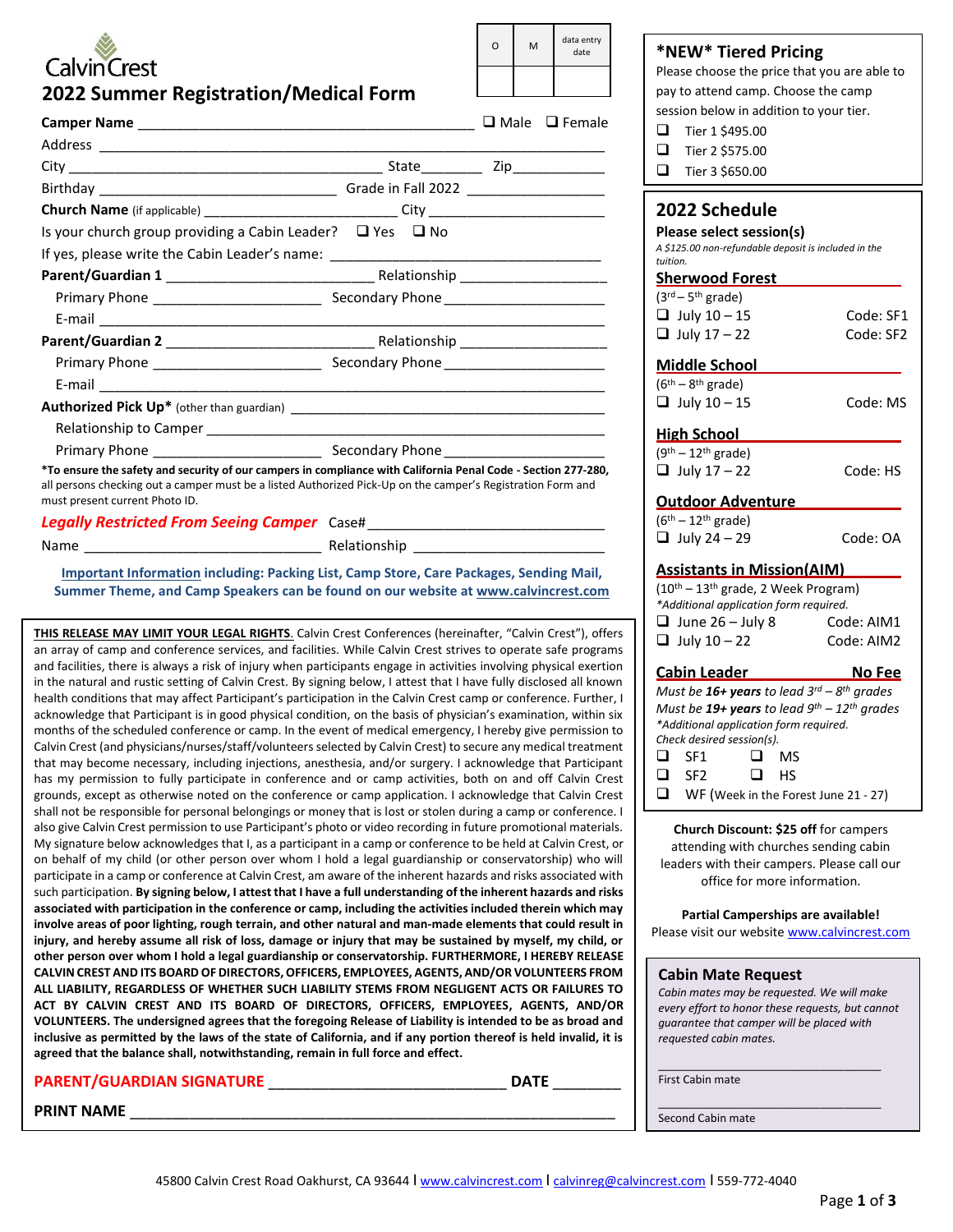CalvinCrest

# 2022 Summer Registration/Medical Form

| O | M | data entry date |
|---|---|---|
| | | |

**Camper Name** ____________________ ❑ Male ❑ Female

Address ____________________

City ____________________ State________ Zip__________

Birthday ____________________ Grade in Fall 2022 __________

**Church Name** (if applicable) ____________________ City ____________________

Is your church group providing a Cabin Leader? ❑ Yes ❑ No

If yes, please write the Cabin Leader's name: ____________________

**Parent/Guardian 1** ____________________ Relationship __________

Primary Phone ____________________ Secondary Phone ____________________

E-mail ____________________

**Parent/Guardian 2** ____________________ Relationship __________

Primary Phone ____________________ Secondary Phone ____________________

E-mail ____________________

**Authorized Pick Up*** (other than guardian) ____________________

Relationship to Camper ____________________

Primary Phone ____________________ Secondary Phone ____________________

***To ensure the safety and security of our campers in compliance with California Penal Code - Section 277-280,** all persons checking out a camper must be a listed Authorized Pick-Up on the camper's Registration Form and must present current Photo ID.

***Legally Restricted From Seeing Camper*** Case# ____________________

Name ____________________ Relationship ____________________

**Important Information including: Packing List, Camp Store, Care Packages, Sending Mail, Summer Theme, and Camp Speakers can be found on our website at www.calvincrest.com**

THIS RELEASE MAY LIMIT YOUR LEGAL RIGHTS. Calvin Crest Conferences (hereinafter, "Calvin Crest"), offers an array of camp and conference services, and facilities. While Calvin Crest strives to operate safe programs and facilities, there is always a risk of injury when participants engage in activities involving physical exertion in the natural and rustic setting of Calvin Crest. By signing below, I attest that I have fully disclosed all known health conditions that may affect Participant's participation in the Calvin Crest camp or conference. Further, I acknowledge that Participant is in good physical condition, on the basis of physical's examination, within six months of the scheduled conference or camp. In the event of medical emergency, I hereby give permission to Calvin Crest (and physicians/nurses/staff/volunteers selected by Calvin Crest) to secure any medical treatment that may become necessary, including injections, anesthesia, and/or surgery. I acknowledge that Participant has my permission to fully participate in conference and or camp activities, both on and off Calvin Crest grounds, except as otherwise noted on the conference or camp application. I acknowledge that Calvin Crest shall not be responsible for personal belongings or money that is lost or stolen during a camp or conference. I also give Calvin Crest permission to use Participant's photo or video recording in future promotional materials. My signature below acknowledges that I, as a participant in a camp or conference to be held at Calvin Crest, or on behalf of my child (or other person over whom I hold a legal guardianship or conservatorship) who will participate in a camp or conference at Calvin Crest, am aware of the inherent hazards and risks associated with such participation. **By signing below, I attest that I have a full understanding of the inherent hazards and risks associated with participation in the conference or camp, including the activities included therein which may involve areas of poor lighting, rough terrain, and other natural and man-made elements that could result in injury, and hereby assume all risk of loss, damage or injury that may be sustained by myself, my child, or other person over whom I hold a legal guardianship or conservatorship. FURTHERMORE, I HEREBY RELEASE CALVIN CREST AND ITS BOARD OF DIRECTORS, OFFICERS, EMPLOYEES, AGENTS, AND/OR VOLUNTEERS FROM ALL LIABILITY, REGARDLESS OF WHETHER SUCH LIABILITY STEMS FROM NEGLIGENT ACTS OR FAILURES TO ACT BY CALVIN CREST AND ITS BOARD OF DIRECTORS, OFFICERS, EMPLOYEES, AGENTS, AND/OR VOLUNTEERS. The undersigned agrees that the foregoing Release of Liability is intended to be as broad and inclusive as permitted by the laws of the state of California, and if any portion thereof is held invalid, it is agreed that the balance shall, notwithstanding, remain in full force and effect.**

**PARENT/GUARDIAN SIGNATURE** ____________________ **DATE** ________

**PRINT NAME** ____________________

## *NEW* Tiered Pricing

Please choose the price that you are able to pay to attend camp. Choose the camp session below in addition to your tier.

- ❑ Tier 1 $495.00
- ❑ Tier 2 $575.00
- ❑ Tier 3 $650.00

## 2022 Schedule

**Please select session(s)**

*A $125.00 non-refundable deposit is included in the tuition.*

### Sherwood Forest

(3rd – 5th grade)

- ❑ July 10 – 15 Code: SF1
- ❑ July 17 – 22 Code: SF2

### Middle School

(6th – 8th grade)

- ❑ July 10 – 15 Code: MS

### High School

(9th – 12th grade)

- ❑ July 17 – 22 Code: HS

### Outdoor Adventure

(6th – 12th grade)

- ❑ July 24 – 29 Code: OA

### Assistants in Mission(AIM)

(10th – 13th grade, 2 Week Program)

*\*Additional application form required.*

- ❑ June 26 – July 8 Code: AIM1
- ❑ July 10 – 22 Code: AIM2

### Cabin Leader — No Fee

*Must be **16+ years** to lead 3rd – 8th grades*

*Must be **19+ years** to lead 9th – 12th grades*

*\*Additional application form required.*

*Check desired session(s).*

- ❑ SF1 ❑ MS
- ❑ SF2 ❑ HS
- ❑ WF (Week in the Forest June 21 - 27)

**Church Discount: $25 off** for campers attending with churches sending cabin leaders with their campers. Please call our office for more information.

**Partial Camperships are available!**

Please visit our website www.calvincrest.com

## Cabin Mate Request

*Cabin mates may be requested. We will make every effort to honor these requests, but cannot guarantee that camper will be placed with requested cabin mates.*

____________________
First Cabin mate

____________________
Second Cabin mate

45800 Calvin Crest Road Oakhurst, CA 93644 | www.calvincrest.com | calvinreg@calvincrest.com | 559-772-4040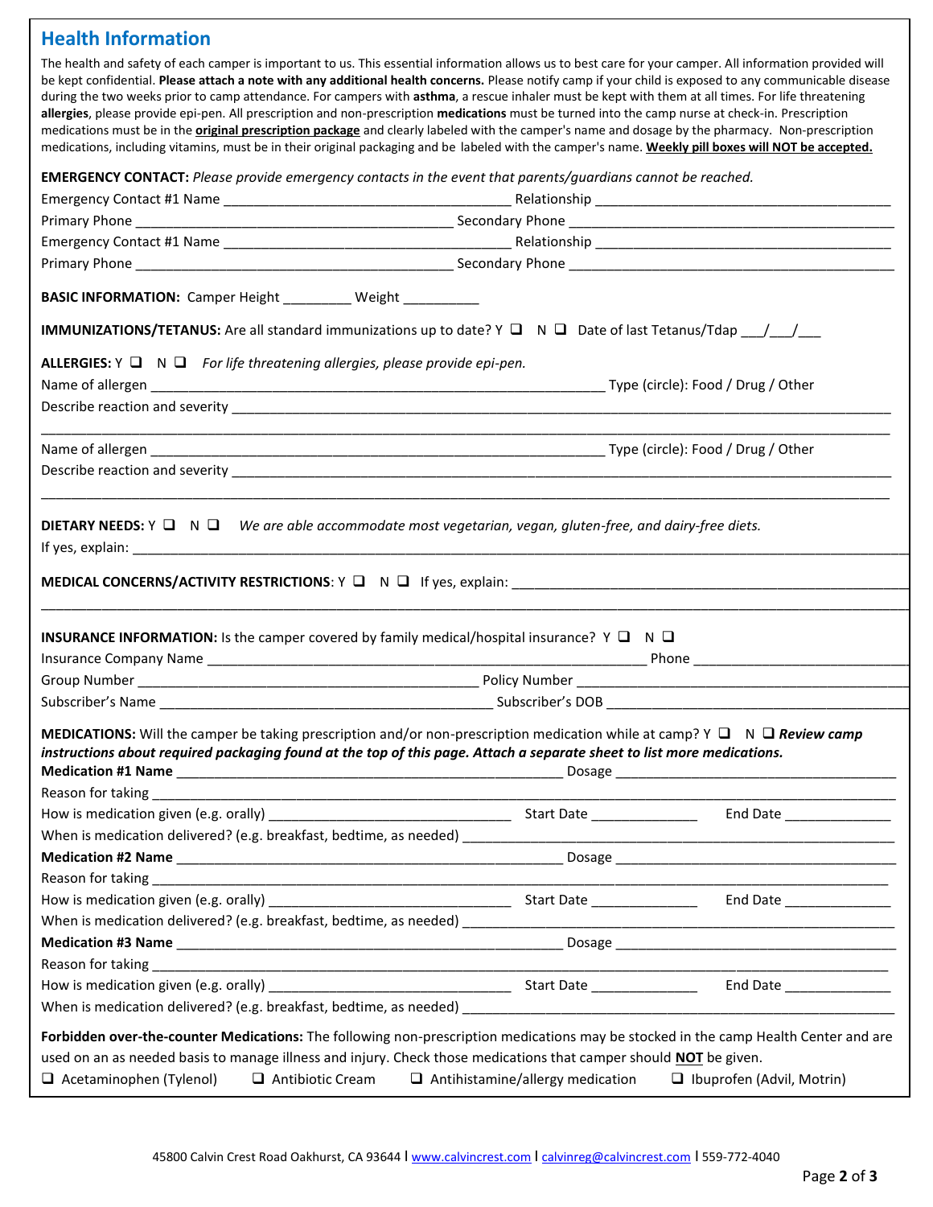## Health Information

The health and safety of each camper is important to us. This essential information allows us to best care for your camper. All information provided will be kept confidential. **Please attach a note with any additional health concerns.** Please notify camp if your child is exposed to any communicable disease during the two weeks prior to camp attendance. For campers with **asthma**, a rescue inhaler must be kept with them at all times. For life threatening **allergies**, please provide epi-pen. All prescription and non-prescription **medications** must be turned into the camp nurse at check-in. Prescription medications must be in the **original prescription package** and clearly labeled with the camper's name and dosage by the pharmacy. Non-prescription medications, including vitamins, must be in their original packaging and be labeled with the camper's name. **Weekly pill boxes will NOT be accepted.**

**EMERGENCY CONTACT:** *Please provide emergency contacts in the event that parents/guardians cannot be reached.*

Emergency Contact #1 Name ______________________ Relationship ______________________

Primary Phone ______________________ Secondary Phone ______________________

Emergency Contact #1 Name ______________________ Relationship ______________________

Primary Phone ______________________ Secondary Phone ______________________

**BASIC INFORMATION:** Camper Height _________ Weight __________

**IMMUNIZATIONS/TETANUS:** Are all standard immunizations up to date? Y ❑ N ❑ Date of last Tetanus/Tdap ___/___/___

**ALLERGIES:** Y ❑ N ❑ *For life threatening allergies, please provide epi-pen.*

Name of allergen ______________________ Type (circle): Food / Drug / Other

Describe reaction and severity ______________________

______________________

Name of allergen ______________________ Type (circle): Food / Drug / Other

Describe reaction and severity ______________________

______________________

**DIETARY NEEDS:** Y ❑ N ❑ *We are able accommodate most vegetarian, vegan, gluten-free, and dairy-free diets.*

If yes, explain: ______________________

**MEDICAL CONCERNS/ACTIVITY RESTRICTIONS**: Y ❑ N ❑ If yes, explain: ______________________

______________________

**INSURANCE INFORMATION:** Is the camper covered by family medical/hospital insurance? Y ❑ N ❑

Insurance Company Name ______________________ Phone ______________________

Group Number ______________________ Policy Number ______________________

Subscriber's Name ______________________ Subscriber's DOB ______________________

**MEDICATIONS:** Will the camper be taking prescription and/or non-prescription medication while at camp? Y ❑ N ❑ ***Review camp instructions about required packaging found at the top of this page. Attach a separate sheet to list more medications.***

**Medication #1 Name** ______________________ Dosage ______________________

Reason for taking ______________________

How is medication given (e.g. orally) ______________________ Start Date ______________ End Date ______________

When is medication delivered? (e.g. breakfast, bedtime, as needed) ______________________

**Medication #2 Name** ______________________ Dosage ______________________

Reason for taking ______________________

How is medication given (e.g. orally) ______________________ Start Date ______________ End Date ______________

When is medication delivered? (e.g. breakfast, bedtime, as needed) ______________________

**Medication #3 Name** ______________________ Dosage ______________________

Reason for taking ______________________

How is medication given (e.g. orally) ______________________ Start Date ______________ End Date ______________

When is medication delivered? (e.g. breakfast, bedtime, as needed) ______________________

**Forbidden over-the-counter Medications:** The following non-prescription medications may be stocked in the camp Health Center and are used on an as needed basis to manage illness and injury. Check those medications that camper should **NOT** be given.

❑ Acetaminophen (Tylenol) ❑ Antibiotic Cream ❑ Antihistamine/allergy medication ❑ Ibuprofen (Advil, Motrin)

45800 Calvin Crest Road Oakhurst, CA 93644 l www.calvincrest.com l calvinreg@calvincrest.com l 559-772-4040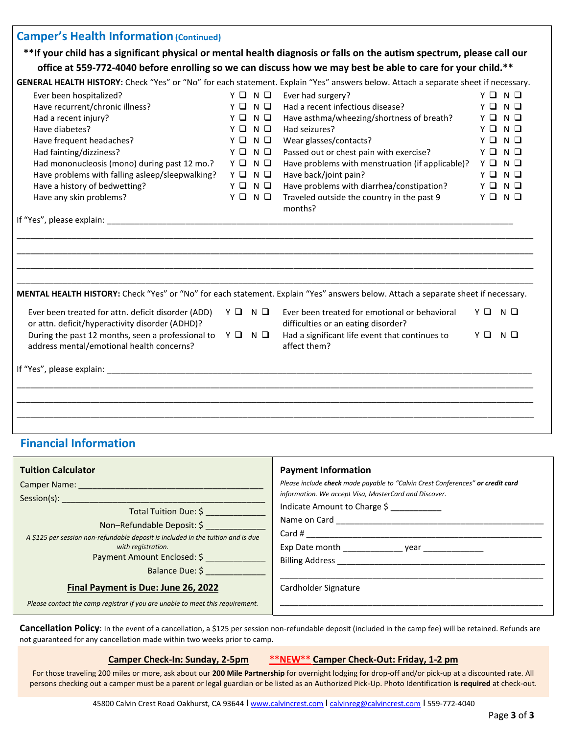## Camper's Health Information (Continued)

**\*\*If your child has a significant physical or mental health diagnosis or falls on the autism spectrum, please call our office at 559-772-4040 before enrolling so we can discuss how we may best be able to care for your child.\*\***

**GENERAL HEALTH HISTORY:** Check "Yes" or "No" for each statement. Explain "Yes" answers below. Attach a separate sheet if necessary.

| | | | |
|---|---|---|---|
| Ever been hospitalized? | Y ❑ N ❑ | Ever had surgery? | Y ❑ N ❑ |
| Have recurrent/chronic illness? | Y ❑ N ❑ | Had a recent infectious disease? | Y ❑ N ❑ |
| Had a recent injury? | Y ❑ N ❑ | Have asthma/wheezing/shortness of breath? | Y ❑ N ❑ |
| Have diabetes? | Y ❑ N ❑ | Had seizures? | Y ❑ N ❑ |
| Have frequent headaches? | Y ❑ N ❑ | Wear glasses/contacts? | Y ❑ N ❑ |
| Had fainting/dizziness? | Y ❑ N ❑ | Passed out or chest pain with exercise? | Y ❑ N ❑ |
| Had mononucleosis (mono) during past 12 mo.? | Y ❑ N ❑ | Have problems with menstruation (if applicable)? | Y ❑ N ❑ |
| Have problems with falling asleep/sleepwalking? | Y ❑ N ❑ | Have back/joint pain? | Y ❑ N ❑ |
| Have a history of bedwetting? | Y ❑ N ❑ | Have problems with diarrhea/constipation? | Y ❑ N ❑ |
| Have any skin problems? | Y ❑ N ❑ | Traveled outside the country in the past 9 months? | Y ❑ N ❑ |

If "Yes", please explain: ____________________________________________

____________________________________________

____________________________________________

____________________________________________

____________________________________________

**MENTAL HEALTH HISTORY:** Check "Yes" or "No" for each statement. Explain "Yes" answers below. Attach a separate sheet if necessary.

| | | | |
|---|---|---|---|
| Ever been treated for attn. deficit disorder (ADD) or attn. deficit/hyperactivity disorder (ADHD)? | Y ❑ N ❑ | Ever been treated for emotional or behavioral difficulties or an eating disorder? | Y ❑ N ❑ |
| During the past 12 months, seen a professional to address mental/emotional health concerns? | Y ❑ N ❑ | Had a significant life event that continues to affect them? | Y ❑ N ❑ |

If "Yes", please explain: ____________________________________________

____________________________________________

____________________________________________

____________________________________________

## Financial Information

### Tuition Calculator

Camper Name: ____________________

Session(s): ____________________

Total Tuition Due: $ __________

Non–Refundable Deposit: $ __________

*A $125 per session non-refundable deposit is included in the tuition and is due with registration.*

Payment Amount Enclosed: $ __________

Balance Due: $ __________

**Final Payment is Due: June 26, 2022**

*Please contact the camp registrar if you are unable to meet this requirement.*

### Payment Information

*Please include **check** made payable to "Calvin Crest Conferences" **or credit card** information. We accept Visa, MasterCard and Discover.*

Indicate Amount to Charge $ __________

Name on Card ____________________

Card # ____________________

Exp Date month __________ year __________

Billing Address ____________________

____________________

Cardholder Signature

____________________

**Cancellation Policy**: In the event of a cancellation, a $125 per session non-refundable deposit (included in the camp fee) will be retained. Refunds are not guaranteed for any cancellation made within two weeks prior to camp.

**Camper Check-In: Sunday, 2-5pm** **\*\*NEW\*\* Camper Check-Out: Friday, 1-2 pm**

For those traveling 200 miles or more, ask about our **200 Mile Partnership** for overnight lodging for drop-off and/or pick-up at a discounted rate. All persons checking out a camper must be a parent or legal guardian or be listed as an Authorized Pick-Up. Photo Identification **is required** at check-out.

45800 Calvin Crest Road Oakhurst, CA 93644 | www.calvincrest.com | calvinreg@calvincrest.com | 559-772-4040